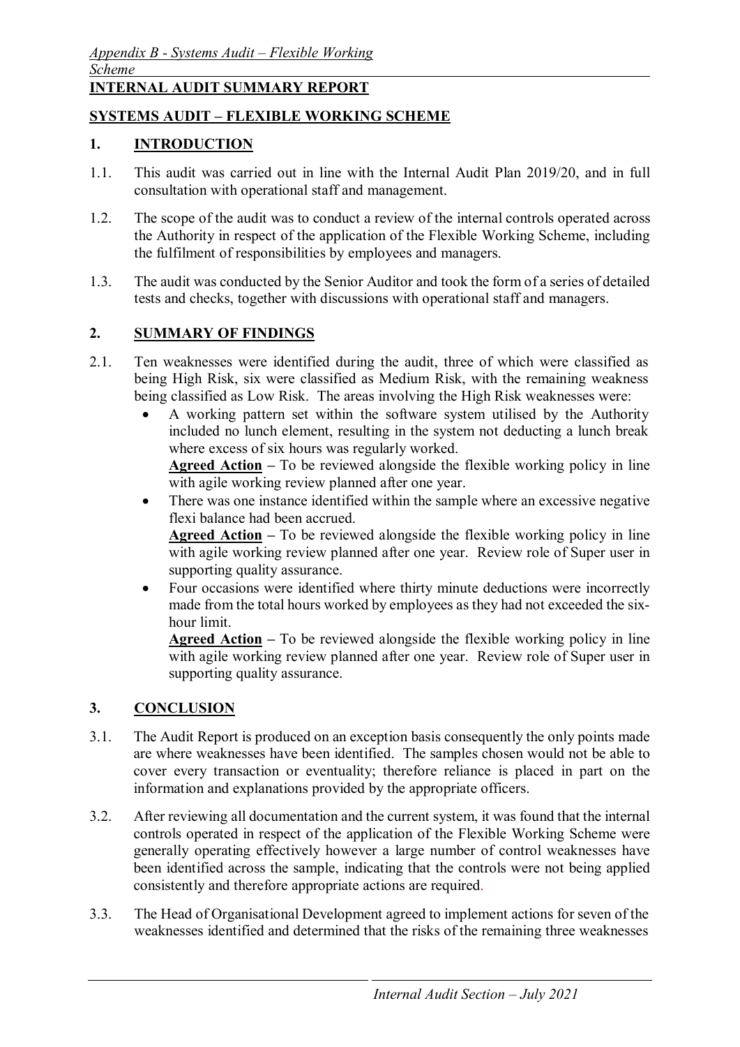## INTERNAL AUDIT SUMMARY REPORT

## SYSTEMS AUDIT – FLEXIBLE WORKING SCHEME

### 1. INTRODUCTION

1.1. This audit was carried out in line with the Internal Audit Plan 2019/20, and in full consultation with operational staff and management.

1.2. The scope of the audit was to conduct a review of the internal controls operated across the Authority in respect of the application of the Flexible Working Scheme, including the fulfilment of responsibilities by employees and managers.

1.3. The audit was conducted by the Senior Auditor and took the form of a series of detailed tests and checks, together with discussions with operational staff and managers.

### 2. SUMMARY OF FINDINGS

2.1. Ten weaknesses were identified during the audit, three of which were classified as being High Risk, six were classified as Medium Risk, with the remaining weakness being classified as Low Risk. The areas involving the High Risk weaknesses were:

- A working pattern set within the software system utilised by the Authority included no lunch element, resulting in the system not deducting a lunch break where excess of six hours was regularly worked.
  **Agreed Action** – To be reviewed alongside the flexible working policy in line with agile working review planned after one year.
- There was one instance identified within the sample where an excessive negative flexi balance had been accrued.
  **Agreed Action** – To be reviewed alongside the flexible working policy in line with agile working review planned after one year. Review role of Super user in supporting quality assurance.
- Four occasions were identified where thirty minute deductions were incorrectly made from the total hours worked by employees as they had not exceeded the six-hour limit.
  **Agreed Action** – To be reviewed alongside the flexible working policy in line with agile working review planned after one year. Review role of Super user in supporting quality assurance.

### 3. CONCLUSION

3.1. The Audit Report is produced on an exception basis consequently the only points made are where weaknesses have been identified. The samples chosen would not be able to cover every transaction or eventuality; therefore reliance is placed in part on the information and explanations provided by the appropriate officers.

3.2. After reviewing all documentation and the current system, it was found that the internal controls operated in respect of the application of the Flexible Working Scheme were generally operating effectively however a large number of control weaknesses have been identified across the sample, indicating that the controls were not being applied consistently and therefore appropriate actions are required.

3.3. The Head of Organisational Development agreed to implement actions for seven of the weaknesses identified and determined that the risks of the remaining three weaknesses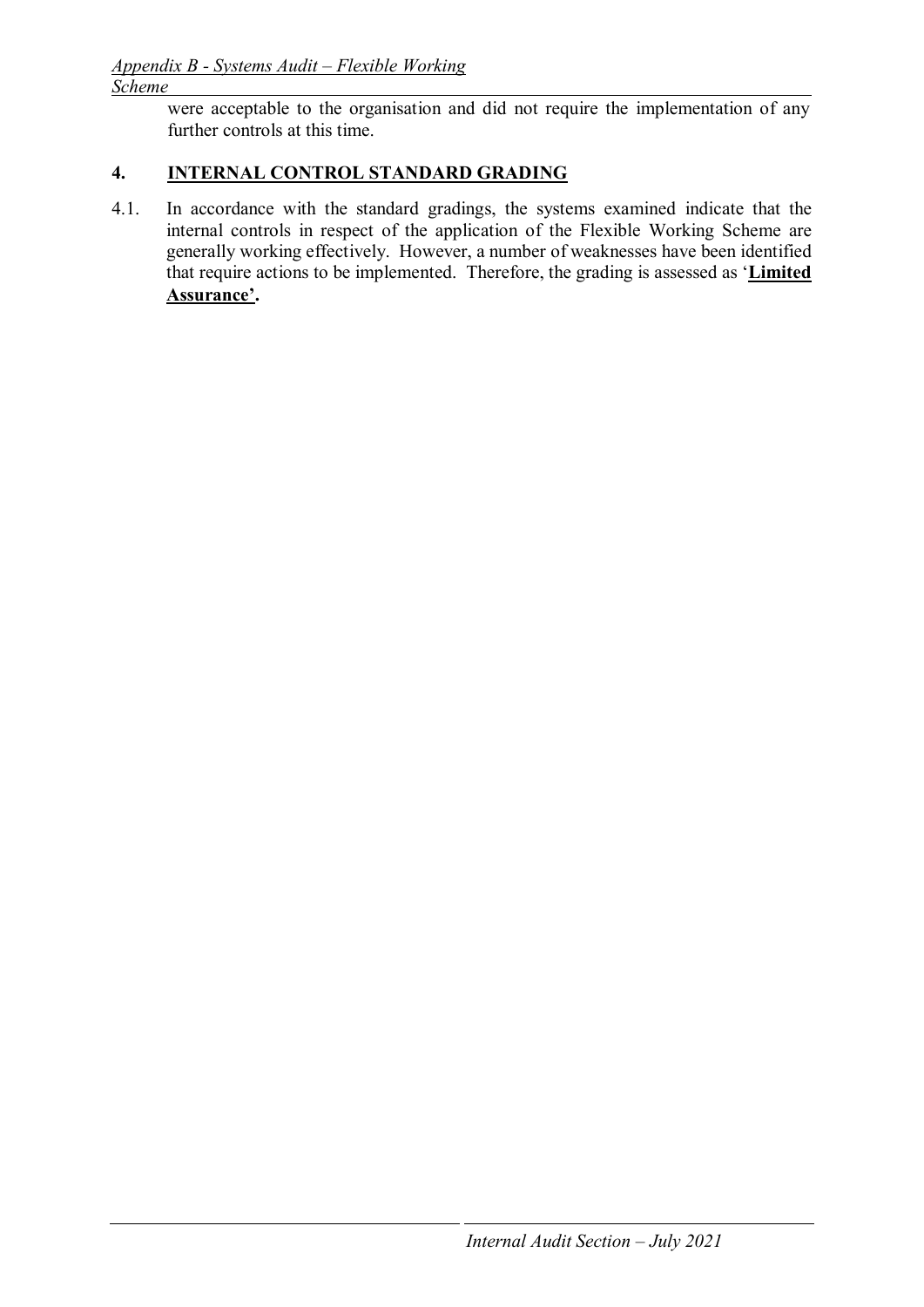were acceptable to the organisation and did not require the implementation of any further controls at this time.

## 4. INTERNAL CONTROL STANDARD GRADING

4.1. In accordance with the standard gradings, the systems examined indicate that the internal controls in respect of the application of the Flexible Working Scheme are generally working effectively. However, a number of weaknesses have been identified that require actions to be implemented. Therefore, the grading is assessed as '**Limited Assurance'.**